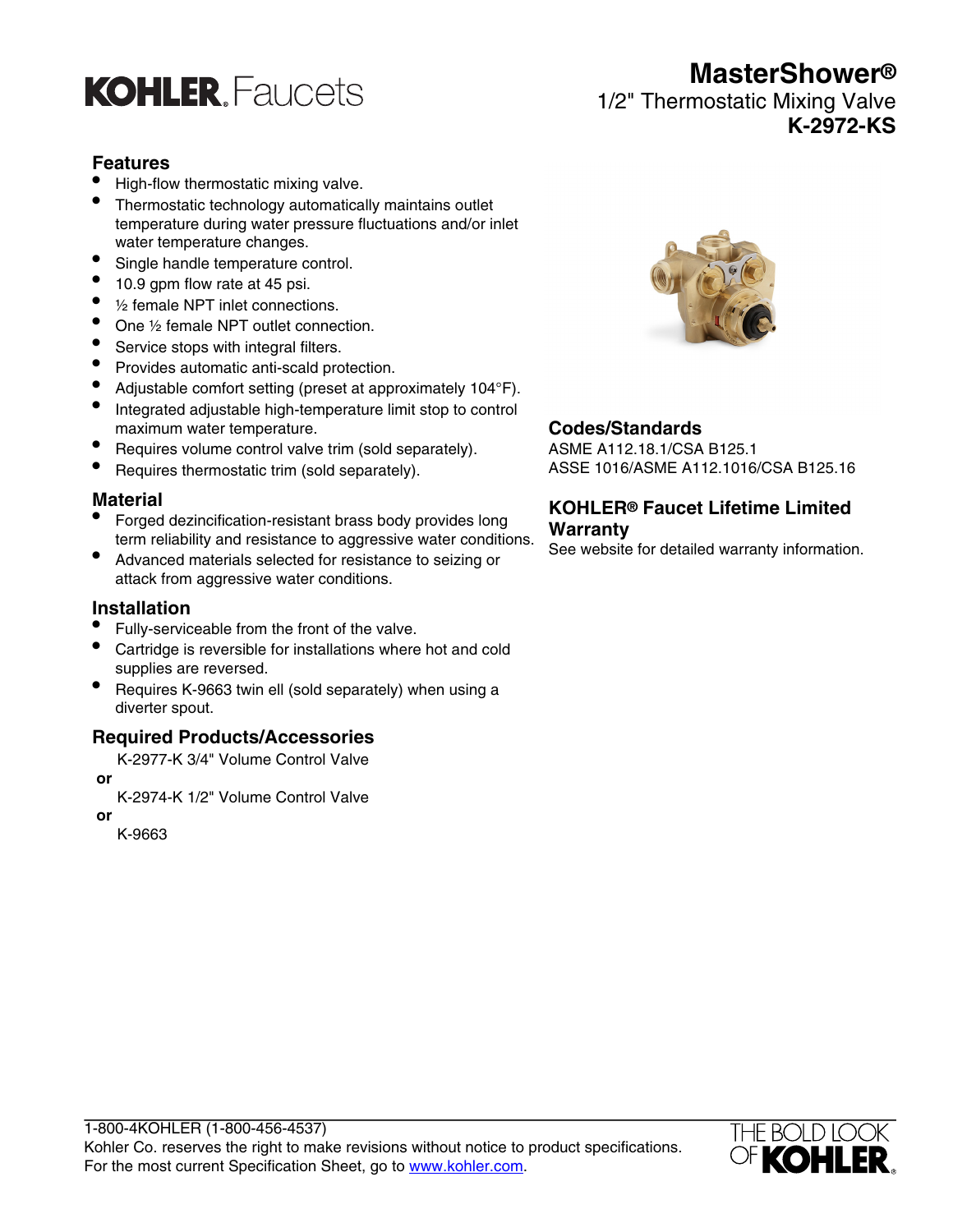KOHLER. Faucets

# MasterShower®

1/2" Thermostatic Mixing Valve

**K-2972-KS**

## Features

- High-flow thermostatic mixing valve.
- Thermostatic technology automatically maintains outlet temperature during water pressure fluctuations and/or inlet water temperature changes.
- Single handle temperature control.
- 10.9 gpm flow rate at 45 psi.
- ½ female NPT inlet connections.
- One ½ female NPT outlet connection.
- Service stops with integral filters.
- Provides automatic anti-scald protection.
- Adjustable comfort setting (preset at approximately 104°F).
- Integrated adjustable high-temperature limit stop to control maximum water temperature.
- Requires volume control valve trim (sold separately).
- Requires thermostatic trim (sold separately).

## Material

- Forged dezincification-resistant brass body provides long term reliability and resistance to aggressive water conditions.
- Advanced materials selected for resistance to seizing or attack from aggressive water conditions.

## Installation

- Fully-serviceable from the front of the valve.
- Cartridge is reversible for installations where hot and cold supplies are reversed.
- Requires K-9663 twin ell (sold separately) when using a diverter spout.

## Required Products/Accessories

K-2977-K 3/4" Volume Control Valve

**or**

K-2974-K 1/2" Volume Control Valve

**or**

K-9663

## Codes/Standards

ASME A112.18.1/CSA B125.1

ASSE 1016/ASME A112.1016/CSA B125.16

## KOHLER® Faucet Lifetime Limited Warranty

See website for detailed warranty information.

1-800-4KOHLER (1-800-456-4537)

Kohler Co. reserves the right to make revisions without notice to product specifications.

For the most current Specification Sheet, go to www.kohler.com.

THE BOLD LOOK OF KOHLER.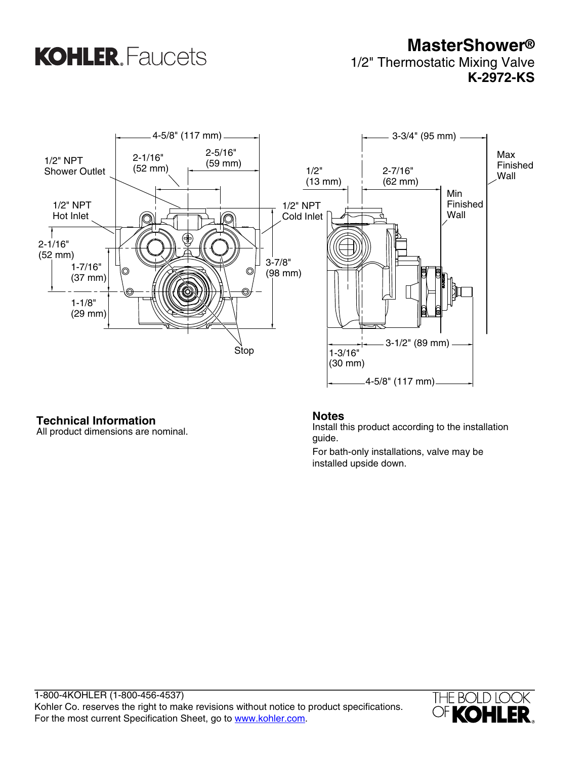# KOHLER Faucets

## MasterShower®

1/2" Thermostatic Mixing Valve

**K-2972-KS**

4-5/8" (117 mm)
2-1/16" (52 mm)
2-5/16" (59 mm)
1/2" NPT Shower Outlet
1/2" NPT Hot Inlet
1/2" NPT Cold Inlet
2-1/16" (52 mm)
1-7/16" (37 mm)
1-1/8" (29 mm)
3-7/8" (98 mm)
Stop
3-3/4" (95 mm)
1/2" (13 mm)
2-7/16" (62 mm)
Max Finished Wall
Min Finished Wall
3-1/2" (89 mm)
1-3/16" (30 mm)
4-5/8" (117 mm)

### Technical Information

All product dimensions are nominal.

### Notes

Install this product according to the installation guide.

For bath-only installations, valve may be installed upside down.

1-800-4KOHLER (1-800-456-4537)
Kohler Co. reserves the right to make revisions without notice to product specifications.
For the most current Specification Sheet, go to www.kohler.com.

THE BOLD LOOK OF KOHLER.